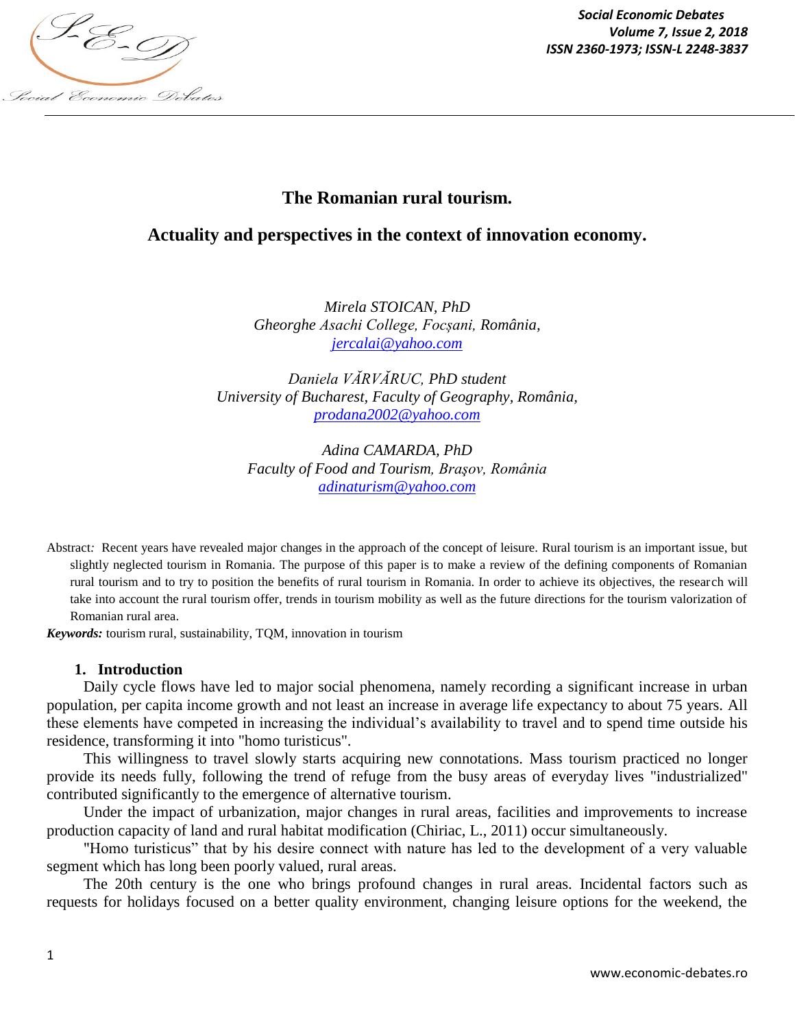# The Romanian rural tourism.

## Actuality and perspectives in the context of innovation economy.

*Mirela STOICAN, PhD*
*Gheorghe Asachi College, Focșani, România,*
*jercalai@yahoo.com*

*Daniela VĂRVĂRUC, PhD student*
*University of Bucharest, Faculty of Geography, România,*
*prodana2002@yahoo.com*

*Adina CAMARDA, PhD*
*Faculty of Food and Tourism, Braşov, România*
*adinaturism@yahoo.com*

Abstract*:* Recent years have revealed major changes in the approach of the concept of leisure. Rural tourism is an important issue, but slightly neglected tourism in Romania. The purpose of this paper is to make a review of the defining components of Romanian rural tourism and to try to position the benefits of rural tourism in Romania. In order to achieve its objectives, the research will take into account the rural tourism offer, trends in tourism mobility as well as the future directions for the tourism valorization of Romanian rural area.

***Keywords:*** tourism rural, sustainability, TQM, innovation in tourism

### 1. Introduction

Daily cycle flows have led to major social phenomena, namely recording a significant increase in urban population, per capita income growth and not least an increase in average life expectancy to about 75 years. All these elements have competed in increasing the individual's availability to travel and to spend time outside his residence, transforming it into "homo turisticus".

This willingness to travel slowly starts acquiring new connotations. Mass tourism practiced no longer provide its needs fully, following the trend of refuge from the busy areas of everyday lives "industrialized" contributed significantly to the emergence of alternative tourism.

Under the impact of urbanization, major changes in rural areas, facilities and improvements to increase production capacity of land and rural habitat modification (Chiriac, L., 2011) occur simultaneously.

"Homo turisticus" that by his desire connect with nature has led to the development of a very valuable segment which has long been poorly valued, rural areas.

The 20th century is the one who brings profound changes in rural areas. Incidental factors such as requests for holidays focused on a better quality environment, changing leisure options for the weekend, the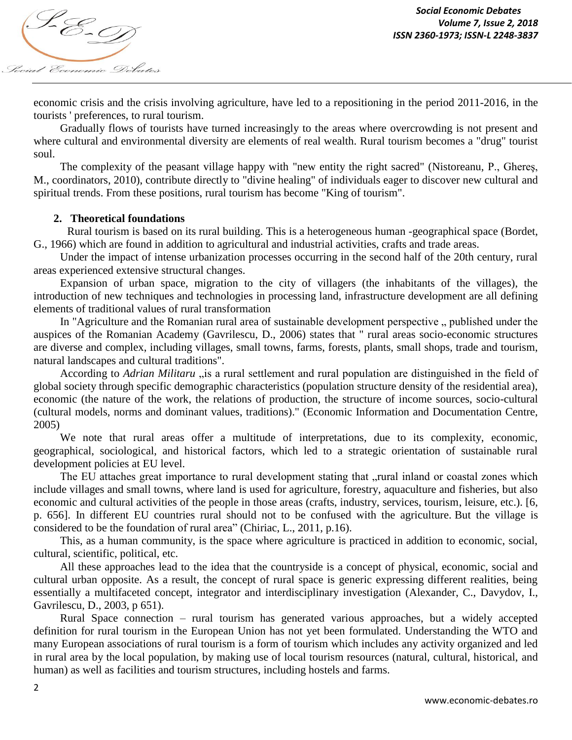economic crisis and the crisis involving agriculture, have led to a repositioning in the period 2011-2016, in the tourists ' preferences, to rural tourism.

Gradually flows of tourists have turned increasingly to the areas where overcrowding is not present and where cultural and environmental diversity are elements of real wealth. Rural tourism becomes a "drug" tourist soul.

The complexity of the peasant village happy with "new entity the right sacred" (Nistoreanu, P., Ghereș, M., coordinators, 2010), contribute directly to "divine healing" of individuals eager to discover new cultural and spiritual trends. From these positions, rural tourism has become "King of tourism".

## 2. Theoretical foundations

Rural tourism is based on its rural building. This is a heterogeneous human -geographical space (Bordet, G., 1966) which are found in addition to agricultural and industrial activities, crafts and trade areas.

Under the impact of intense urbanization processes occurring in the second half of the 20th century, rural areas experienced extensive structural changes.

Expansion of urban space, migration to the city of villagers (the inhabitants of the villages), the introduction of new techniques and technologies in processing land, infrastructure development are all defining elements of traditional values of rural transformation

In "Agriculture and the Romanian rural area of sustainable development perspective „ published under the auspices of the Romanian Academy (Gavrilescu, D., 2006) states that " rural areas socio-economic structures are diverse and complex, including villages, small towns, farms, forests, plants, small shops, trade and tourism, natural landscapes and cultural traditions".

According to *Adrian Militaru* „is a rural settlement and rural population are distinguished in the field of global society through specific demographic characteristics (population structure density of the residential area), economic (the nature of the work, the relations of production, the structure of income sources, socio-cultural (cultural models, norms and dominant values, traditions)." (Economic Information and Documentation Centre, 2005)

We note that rural areas offer a multitude of interpretations, due to its complexity, economic, geographical, sociological, and historical factors, which led to a strategic orientation of sustainable rural development policies at EU level.

The EU attaches great importance to rural development stating that „rural inland or coastal zones which include villages and small towns, where land is used for agriculture, forestry, aquaculture and fisheries, but also economic and cultural activities of the people in those areas (crafts, industry, services, tourism, leisure, etc.). [6, p. 656]. In different EU countries rural should not to be confused with the agriculture. But the village is considered to be the foundation of rural area" (Chiriac, L., 2011, p.16).

This, as a human community, is the space where agriculture is practiced in addition to economic, social, cultural, scientific, political, etc.

All these approaches lead to the idea that the countryside is a concept of physical, economic, social and cultural urban opposite. As a result, the concept of rural space is generic expressing different realities, being essentially a multifaceted concept, integrator and interdisciplinary investigation (Alexander, C., Davydov, I., Gavrilescu, D., 2003, p 651).

Rural Space connection – rural tourism has generated various approaches, but a widely accepted definition for rural tourism in the European Union has not yet been formulated. Understanding the WTO and many European associations of rural tourism is a form of tourism which includes any activity organized and led in rural area by the local population, by making use of local tourism resources (natural, cultural, historical, and human) as well as facilities and tourism structures, including hostels and farms.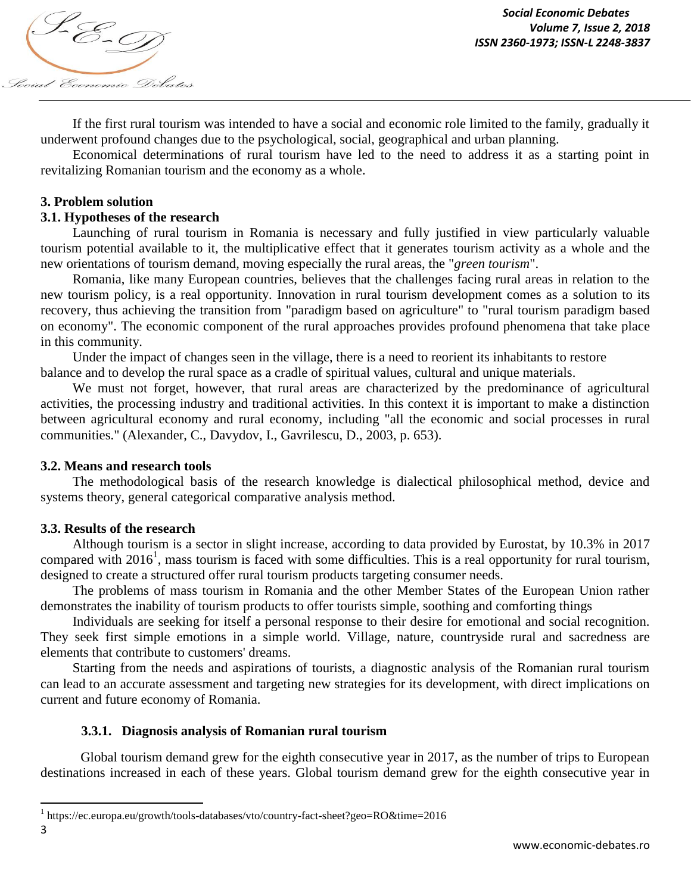If the first rural tourism was intended to have a social and economic role limited to the family, gradually it underwent profound changes due to the psychological, social, geographical and urban planning.

Economical determinations of rural tourism have led to the need to address it as a starting point in revitalizing Romanian tourism and the economy as a whole.

## 3. Problem solution

### 3.1. Hypotheses of the research

Launching of rural tourism in Romania is necessary and fully justified in view particularly valuable tourism potential available to it, the multiplicative effect that it generates tourism activity as a whole and the new orientations of tourism demand, moving especially the rural areas, the "*green tourism*".

Romania, like many European countries, believes that the challenges facing rural areas in relation to the new tourism policy, is a real opportunity. Innovation in rural tourism development comes as a solution to its recovery, thus achieving the transition from "paradigm based on agriculture" to "rural tourism paradigm based on economy". The economic component of the rural approaches provides profound phenomena that take place in this community.

Under the impact of changes seen in the village, there is a need to reorient its inhabitants to restore balance and to develop the rural space as a cradle of spiritual values, cultural and unique materials.

We must not forget, however, that rural areas are characterized by the predominance of agricultural activities, the processing industry and traditional activities. In this context it is important to make a distinction between agricultural economy and rural economy, including "all the economic and social processes in rural communities." (Alexander, C., Davydov, I., Gavrilescu, D., 2003, p. 653).

### 3.2. Means and research tools

The methodological basis of the research knowledge is dialectical philosophical method, device and systems theory, general categorical comparative analysis method.

### 3.3. Results of the research

Although tourism is a sector in slight increase, according to data provided by Eurostat, by 10.3% in 2017 compared with 2016[1], mass tourism is faced with some difficulties. This is a real opportunity for rural tourism, designed to create a structured offer rural tourism products targeting consumer needs.

The problems of mass tourism in Romania and the other Member States of the European Union rather demonstrates the inability of tourism products to offer tourists simple, soothing and comforting things

Individuals are seeking for itself a personal response to their desire for emotional and social recognition. They seek first simple emotions in a simple world. Village, nature, countryside rural and sacredness are elements that contribute to customers' dreams.

Starting from the needs and aspirations of tourists, a diagnostic analysis of the Romanian rural tourism can lead to an accurate assessment and targeting new strategies for its development, with direct implications on current and future economy of Romania.

#### 3.3.1. Diagnosis analysis of Romanian rural tourism

Global tourism demand grew for the eighth consecutive year in 2017, as the number of trips to European destinations increased in each of these years. Global tourism demand grew for the eighth consecutive year in

[1] https://ec.europa.eu/growth/tools-databases/vto/country-fact-sheet?geo=RO&time=2016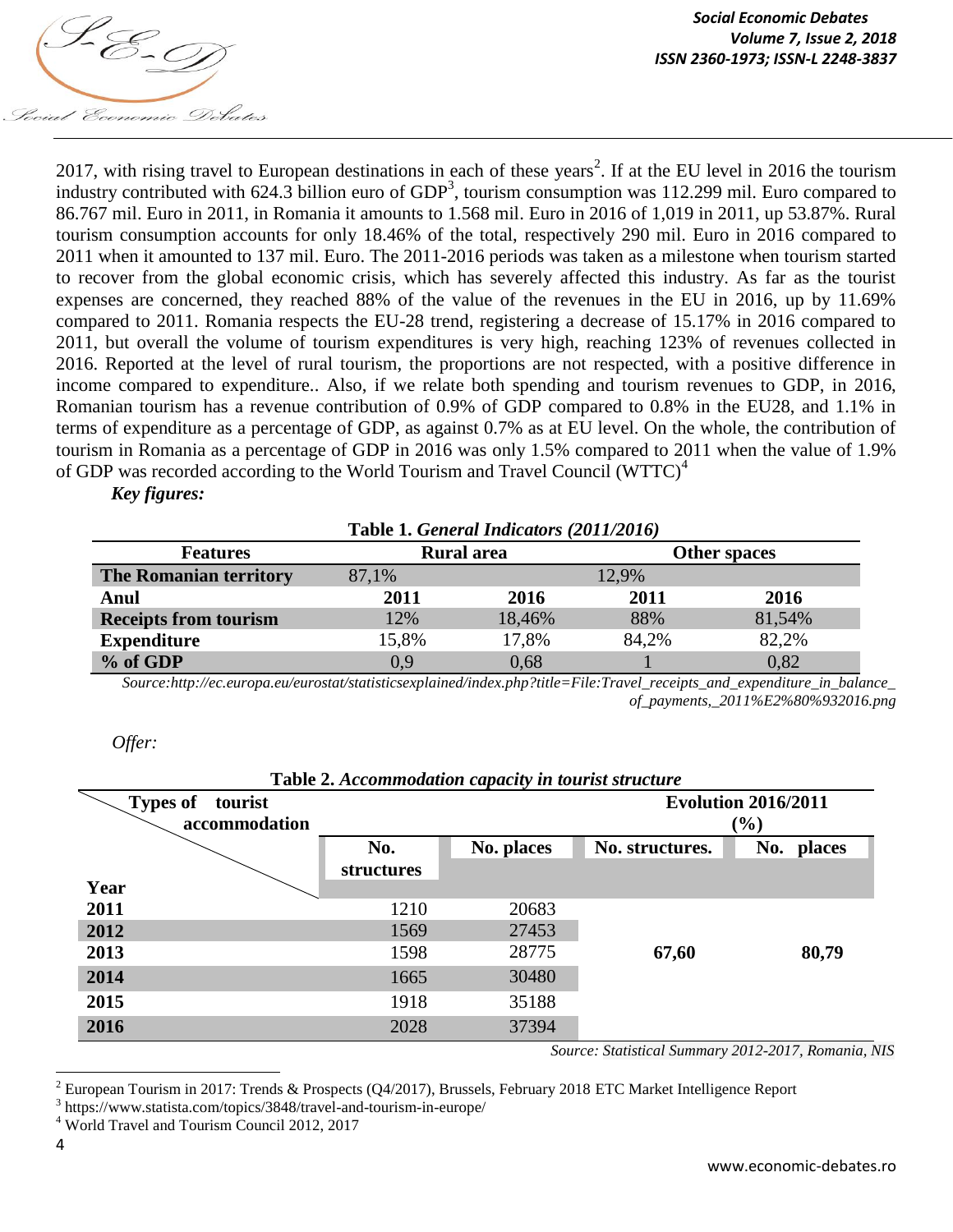2017, with rising travel to European destinations in each of these years[2]. If at the EU level in 2016 the tourism industry contributed with 624.3 billion euro of GDP[3], tourism consumption was 112.299 mil. Euro compared to 86.767 mil. Euro in 2011, in Romania it amounts to 1.568 mil. Euro in 2016 of 1,019 in 2011, up 53.87%. Rural tourism consumption accounts for only 18.46% of the total, respectively 290 mil. Euro in 2016 compared to 2011 when it amounted to 137 mil. Euro. The 2011-2016 periods was taken as a milestone when tourism started to recover from the global economic crisis, which has severely affected this industry. As far as the tourist expenses are concerned, they reached 88% of the value of the revenues in the EU in 2016, up by 11.69% compared to 2011. Romania respects the EU-28 trend, registering a decrease of 15.17% in 2016 compared to 2011, but overall the volume of tourism expenditures is very high, reaching 123% of revenues collected in 2016. Reported at the level of rural tourism, the proportions are not respected, with a positive difference in income compared to expenditure.. Also, if we relate both spending and tourism revenues to GDP, in 2016, Romanian tourism has a revenue contribution of 0.9% of GDP compared to 0.8% in the EU28, and 1.1% in terms of expenditure as a percentage of GDP, as against 0.7% as at EU level. On the whole, the contribution of tourism in Romania as a percentage of GDP in 2016 was only 1.5% compared to 2011 when the value of 1.9% of GDP was recorded according to the World Tourism and Travel Council (WTTC)[4]

***Key figures:***

**Table 1.** ***General Indicators (2011/2016)***

| Features | Rural area | | Other spaces | |
|---|---|---|---|---|
| **The Romanian territory** | 87,1% | | 12,9% | |
| **Anul** | **2011** | **2016** | **2011** | **2016** |
| **Receipts from tourism** | 12% | 18,46% | 88% | 81,54% |
| **Expenditure** | 15,8% | 17,8% | 84,2% | 82,2% |
| **% of GDP** | 0,9 | 0,68 | 1 | 0,82 |

*Source:http://ec.europa.eu/eurostat/statisticsexplained/index.php?title=File:Travel_receipts_and_expenditure_in_balance_of_payments,_2011%E2%80%932016.png*

***Offer:***

**Table 2.** ***Accommodation capacity in tourist structure***

| Types of tourist accommodation / Year | No. structures | No. places | Evolution 2016/2011 (%) No. structures. | Evolution 2016/2011 (%) No. places |
|---|---|---|---|---|
| **2011** | 1210 | 20683 | | |
| **2012** | 1569 | 27453 | | |
| **2013** | 1598 | 28775 | **67,60** | **80,79** |
| **2014** | 1665 | 30480 | | |
| **2015** | 1918 | 35188 | | |
| **2016** | 2028 | 37394 | | |

*Source: Statistical Summary 2012-2017, Romania, NIS*

---

[2] European Tourism in 2017: Trends & Prospects (Q4/2017), Brussels, February 2018 ETC Market Intelligence Report

[3] https://www.statista.com/topics/3848/travel-and-tourism-in-europe/

[4] World Travel and Tourism Council 2012, 2017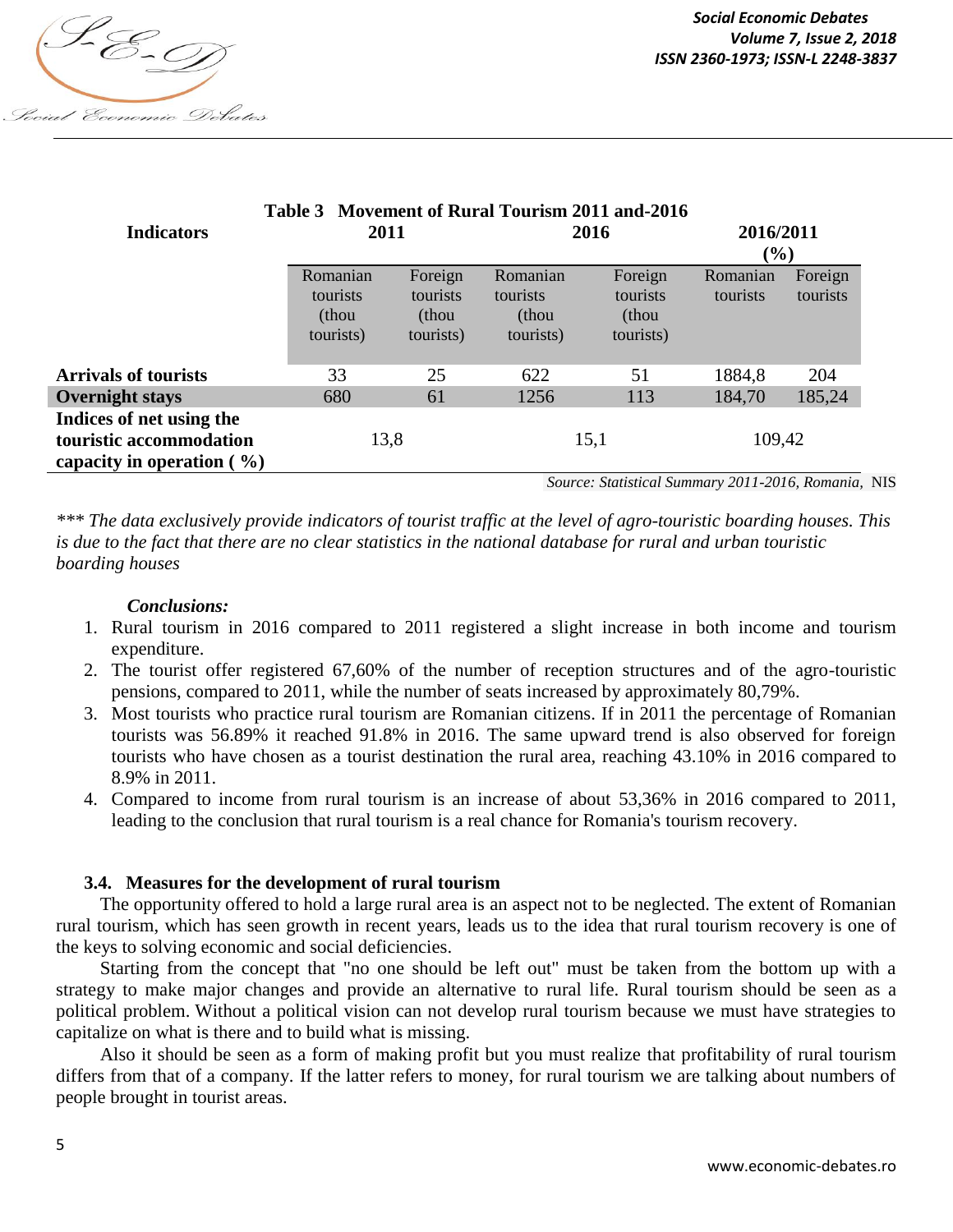**Table 3 Movement of Rural Tourism 2011 and-2016**

| Indicators | 2011 | | 2016 | | 2016/2011 (%) | |
|---|---|---|---|---|---|---|
| | Romanian tourists (thou tourists) | Foreign tourists (thou tourists) | Romanian tourists (thou tourists) | Foreign tourists (thou tourists) | Romanian tourists | Foreign tourists |
| **Arrivals of tourists** | 33 | 25 | 622 | 51 | 1884,8 | 204 |
| **Overnight stays** | 680 | 61 | 1256 | 113 | 184,70 | 185,24 |
| **Indices of net using the touristic accommodation capacity in operation ( %)** | 13,8 | | 15,1 | | 109,42 | |

*Source: Statistical Summary 2011-2016, Romania,* NIS

*\*\*\* The data exclusively provide indicators of tourist traffic at the level of agro-touristic boarding houses. This is due to the fact that there are no clear statistics in the national database for rural and urban touristic boarding houses*

***Conclusions:***

1. Rural tourism in 2016 compared to 2011 registered a slight increase in both income and tourism expenditure.
2. The tourist offer registered 67,60% of the number of reception structures and of the agro-touristic pensions, compared to 2011, while the number of seats increased by approximately 80,79%.
3. Most tourists who practice rural tourism are Romanian citizens. If in 2011 the percentage of Romanian tourists was 56.89% it reached 91.8% in 2016. The same upward trend is also observed for foreign tourists who have chosen as a tourist destination the rural area, reaching 43.10% in 2016 compared to 8.9% in 2011.
4. Compared to income from rural tourism is an increase of about 53,36% in 2016 compared to 2011, leading to the conclusion that rural tourism is a real chance for Romania's tourism recovery.

### 3.4. Measures for the development of rural tourism

The opportunity offered to hold a large rural area is an aspect not to be neglected. The extent of Romanian rural tourism, which has seen growth in recent years, leads us to the idea that rural tourism recovery is one of the keys to solving economic and social deficiencies.

Starting from the concept that "no one should be left out" must be taken from the bottom up with a strategy to make major changes and provide an alternative to rural life. Rural tourism should be seen as a political problem. Without a political vision can not develop rural tourism because we must have strategies to capitalize on what is there and to build what is missing.

Also it should be seen as a form of making profit but you must realize that profitability of rural tourism differs from that of a company. If the latter refers to money, for rural tourism we are talking about numbers of people brought in tourist areas.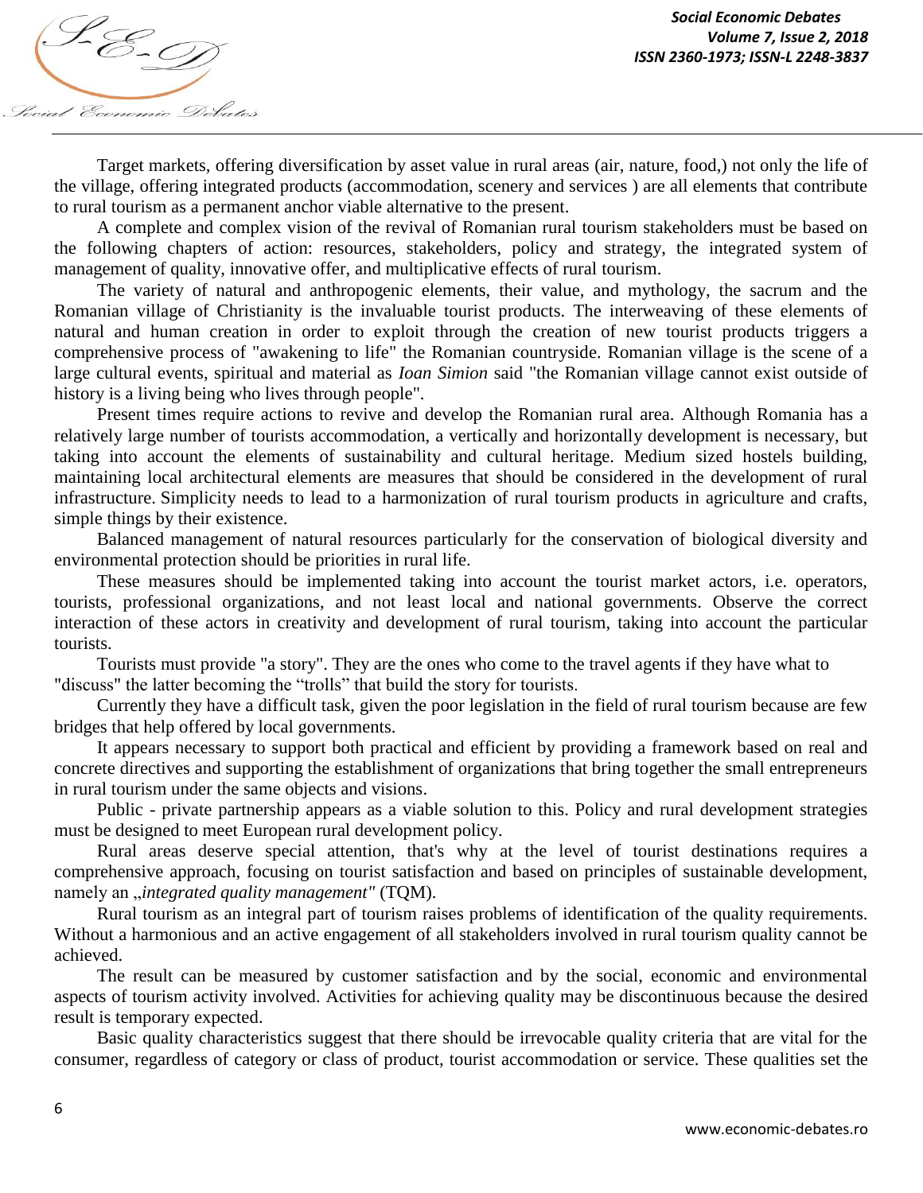Target markets, offering diversification by asset value in rural areas (air, nature, food,) not only the life of the village, offering integrated products (accommodation, scenery and services ) are all elements that contribute to rural tourism as a permanent anchor viable alternative to the present.

A complete and complex vision of the revival of Romanian rural tourism stakeholders must be based on the following chapters of action: resources, stakeholders, policy and strategy, the integrated system of management of quality, innovative offer, and multiplicative effects of rural tourism.

The variety of natural and anthropogenic elements, their value, and mythology, the sacrum and the Romanian village of Christianity is the invaluable tourist products. The interweaving of these elements of natural and human creation in order to exploit through the creation of new tourist products triggers a comprehensive process of "awakening to life" the Romanian countryside. Romanian village is the scene of a large cultural events, spiritual and material as *Ioan Simion* said "the Romanian village cannot exist outside of history is a living being who lives through people".

Present times require actions to revive and develop the Romanian rural area. Although Romania has a relatively large number of tourists accommodation, a vertically and horizontally development is necessary, but taking into account the elements of sustainability and cultural heritage. Medium sized hostels building, maintaining local architectural elements are measures that should be considered in the development of rural infrastructure. Simplicity needs to lead to a harmonization of rural tourism products in agriculture and crafts, simple things by their existence.

Balanced management of natural resources particularly for the conservation of biological diversity and environmental protection should be priorities in rural life.

These measures should be implemented taking into account the tourist market actors, i.e. operators, tourists, professional organizations, and not least local and national governments. Observe the correct interaction of these actors in creativity and development of rural tourism, taking into account the particular tourists.

Tourists must provide "a story". They are the ones who come to the travel agents if they have what to "discuss" the latter becoming the "trolls" that build the story for tourists.

Currently they have a difficult task, given the poor legislation in the field of rural tourism because are few bridges that help offered by local governments.

It appears necessary to support both practical and efficient by providing a framework based on real and concrete directives and supporting the establishment of organizations that bring together the small entrepreneurs in rural tourism under the same objects and visions.

Public - private partnership appears as a viable solution to this. Policy and rural development strategies must be designed to meet European rural development policy.

Rural areas deserve special attention, that's why at the level of tourist destinations requires a comprehensive approach, focusing on tourist satisfaction and based on principles of sustainable development, namely an „*integrated quality management"* (TQM).

Rural tourism as an integral part of tourism raises problems of identification of the quality requirements. Without a harmonious and an active engagement of all stakeholders involved in rural tourism quality cannot be achieved.

The result can be measured by customer satisfaction and by the social, economic and environmental aspects of tourism activity involved. Activities for achieving quality may be discontinuous because the desired result is temporary expected.

Basic quality characteristics suggest that there should be irrevocable quality criteria that are vital for the consumer, regardless of category or class of product, tourist accommodation or service. These qualities set the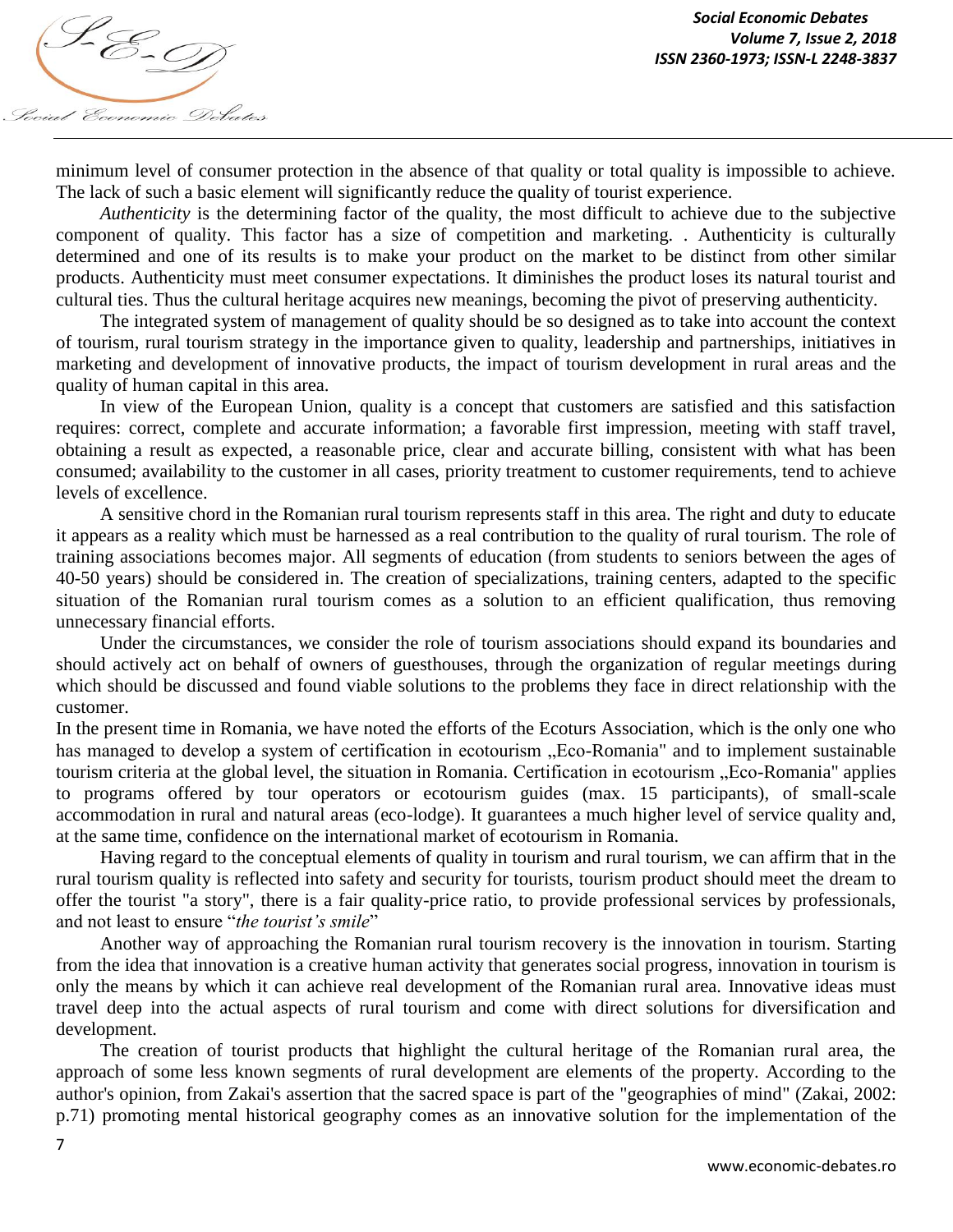minimum level of consumer protection in the absence of that quality or total quality is impossible to achieve. The lack of such a basic element will significantly reduce the quality of tourist experience.

*Authenticity* is the determining factor of the quality, the most difficult to achieve due to the subjective component of quality. This factor has a size of competition and marketing. . Authenticity is culturally determined and one of its results is to make your product on the market to be distinct from other similar products. Authenticity must meet consumer expectations. It diminishes the product loses its natural tourist and cultural ties. Thus the cultural heritage acquires new meanings, becoming the pivot of preserving authenticity.

The integrated system of management of quality should be so designed as to take into account the context of tourism, rural tourism strategy in the importance given to quality, leadership and partnerships, initiatives in marketing and development of innovative products, the impact of tourism development in rural areas and the quality of human capital in this area.

In view of the European Union, quality is a concept that customers are satisfied and this satisfaction requires: correct, complete and accurate information; a favorable first impression, meeting with staff travel, obtaining a result as expected, a reasonable price, clear and accurate billing, consistent with what has been consumed; availability to the customer in all cases, priority treatment to customer requirements, tend to achieve levels of excellence.

A sensitive chord in the Romanian rural tourism represents staff in this area. The right and duty to educate it appears as a reality which must be harnessed as a real contribution to the quality of rural tourism. The role of training associations becomes major. All segments of education (from students to seniors between the ages of 40-50 years) should be considered in. The creation of specializations, training centers, adapted to the specific situation of the Romanian rural tourism comes as a solution to an efficient qualification, thus removing unnecessary financial efforts.

Under the circumstances, we consider the role of tourism associations should expand its boundaries and should actively act on behalf of owners of guesthouses, through the organization of regular meetings during which should be discussed and found viable solutions to the problems they face in direct relationship with the customer.

In the present time in Romania, we have noted the efforts of the Ecoturs Association, which is the only one who has managed to develop a system of certification in ecotourism „Eco-Romania" and to implement sustainable tourism criteria at the global level, the situation in Romania. Certification in ecotourism „Eco-Romania" applies to programs offered by tour operators or ecotourism guides (max. 15 participants), of small-scale accommodation in rural and natural areas (eco-lodge). It guarantees a much higher level of service quality and, at the same time, confidence on the international market of ecotourism in Romania.

Having regard to the conceptual elements of quality in tourism and rural tourism, we can affirm that in the rural tourism quality is reflected into safety and security for tourists, tourism product should meet the dream to offer the tourist "a story", there is a fair quality-price ratio, to provide professional services by professionals, and not least to ensure "*the tourist's smile*"

Another way of approaching the Romanian rural tourism recovery is the innovation in tourism. Starting from the idea that innovation is a creative human activity that generates social progress, innovation in tourism is only the means by which it can achieve real development of the Romanian rural area. Innovative ideas must travel deep into the actual aspects of rural tourism and come with direct solutions for diversification and development.

The creation of tourist products that highlight the cultural heritage of the Romanian rural area, the approach of some less known segments of rural development are elements of the property. According to the author's opinion, from Zakai's assertion that the sacred space is part of the "geographies of mind" (Zakai, 2002: p.71) promoting mental historical geography comes as an innovative solution for the implementation of the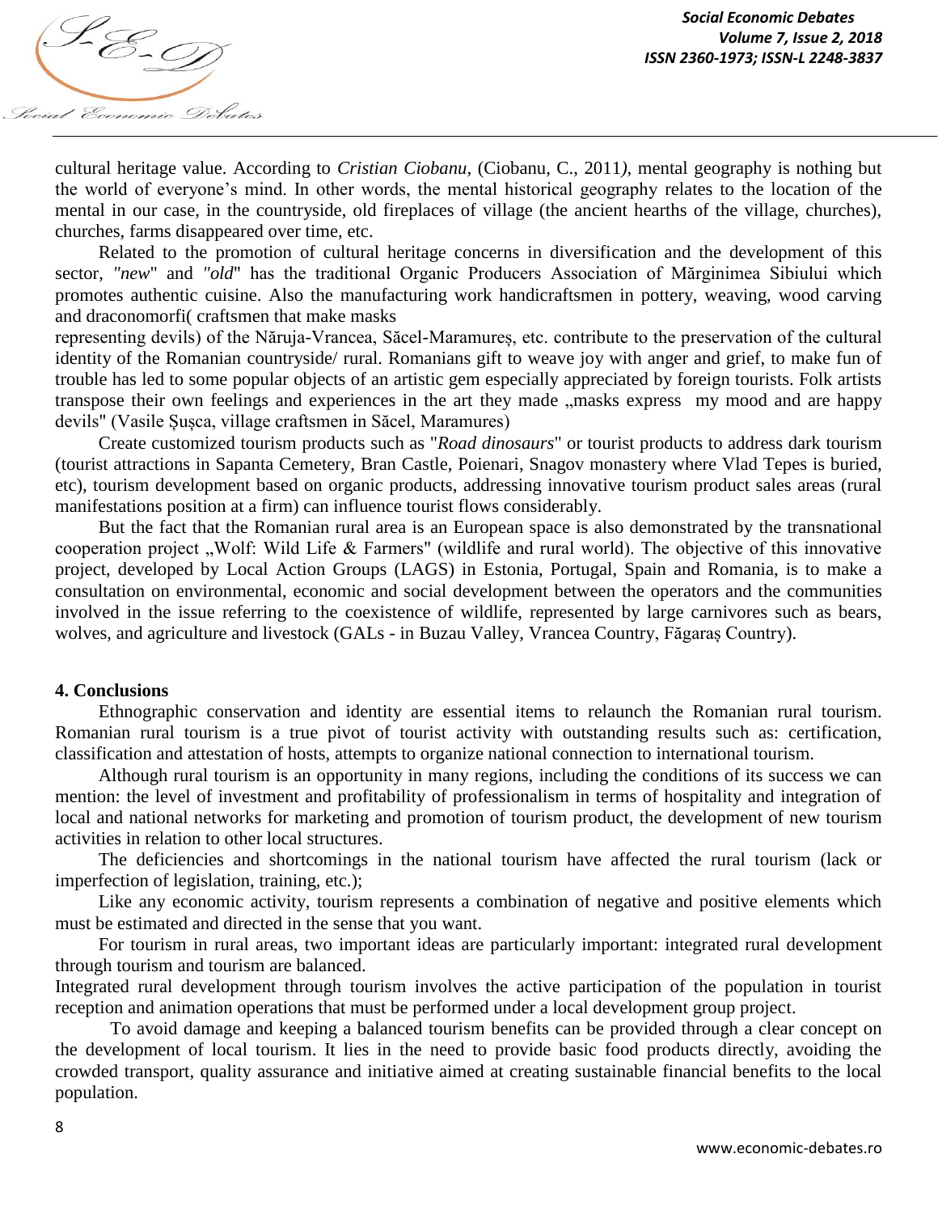cultural heritage value. According to *Cristian Ciobanu*, (Ciobanu, C., 2011*)*, mental geography is nothing but the world of everyone's mind. In other words, the mental historical geography relates to the location of the mental in our case, in the countryside, old fireplaces of village (the ancient hearths of the village, churches), churches, farms disappeared over time, etc.

Related to the promotion of cultural heritage concerns in diversification and the development of this sector, *"new*" and *"old*" has the traditional Organic Producers Association of Mărginimea Sibiului which promotes authentic cuisine. Also the manufacturing work handicraftsmen in pottery, weaving, wood carving and draconomorfi( craftsmen that make masks
representing devils) of the Năruja-Vrancea, Săcel-Maramureș, etc. contribute to the preservation of the cultural identity of the Romanian countryside/ rural. Romanians gift to weave joy with anger and grief, to make fun of trouble has led to some popular objects of an artistic gem especially appreciated by foreign tourists. Folk artists transpose their own feelings and experiences in the art they made „masks express my mood and are happy devils" (Vasile Șușca, village craftsmen in Săcel, Maramures)

Create customized tourism products such as "*Road dinosaurs*" or tourist products to address dark tourism (tourist attractions in Sapanta Cemetery, Bran Castle, Poienari, Snagov monastery where Vlad Tepes is buried, etc), tourism development based on organic products, addressing innovative tourism product sales areas (rural manifestations position at a firm) can influence tourist flows considerably.

But the fact that the Romanian rural area is an European space is also demonstrated by the transnational cooperation project „Wolf: Wild Life & Farmers" (wildlife and rural world). The objective of this innovative project, developed by Local Action Groups (LAGS) in Estonia, Portugal, Spain and Romania, is to make a consultation on environmental, economic and social development between the operators and the communities involved in the issue referring to the coexistence of wildlife, represented by large carnivores such as bears, wolves, and agriculture and livestock (GALs - in Buzau Valley, Vrancea Country, Făgaraș Country).

## 4. Conclusions

Ethnographic conservation and identity are essential items to relaunch the Romanian rural tourism. Romanian rural tourism is a true pivot of tourist activity with outstanding results such as: certification, classification and attestation of hosts, attempts to organize national connection to international tourism.

Although rural tourism is an opportunity in many regions, including the conditions of its success we can mention: the level of investment and profitability of professionalism in terms of hospitality and integration of local and national networks for marketing and promotion of tourism product, the development of new tourism activities in relation to other local structures.

The deficiencies and shortcomings in the national tourism have affected the rural tourism (lack or imperfection of legislation, training, etc.);

Like any economic activity, tourism represents a combination of negative and positive elements which must be estimated and directed in the sense that you want.

For tourism in rural areas, two important ideas are particularly important: integrated rural development through tourism and tourism are balanced.

Integrated rural development through tourism involves the active participation of the population in tourist reception and animation operations that must be performed under a local development group project.

To avoid damage and keeping a balanced tourism benefits can be provided through a clear concept on the development of local tourism. It lies in the need to provide basic food products directly, avoiding the crowded transport, quality assurance and initiative aimed at creating sustainable financial benefits to the local population.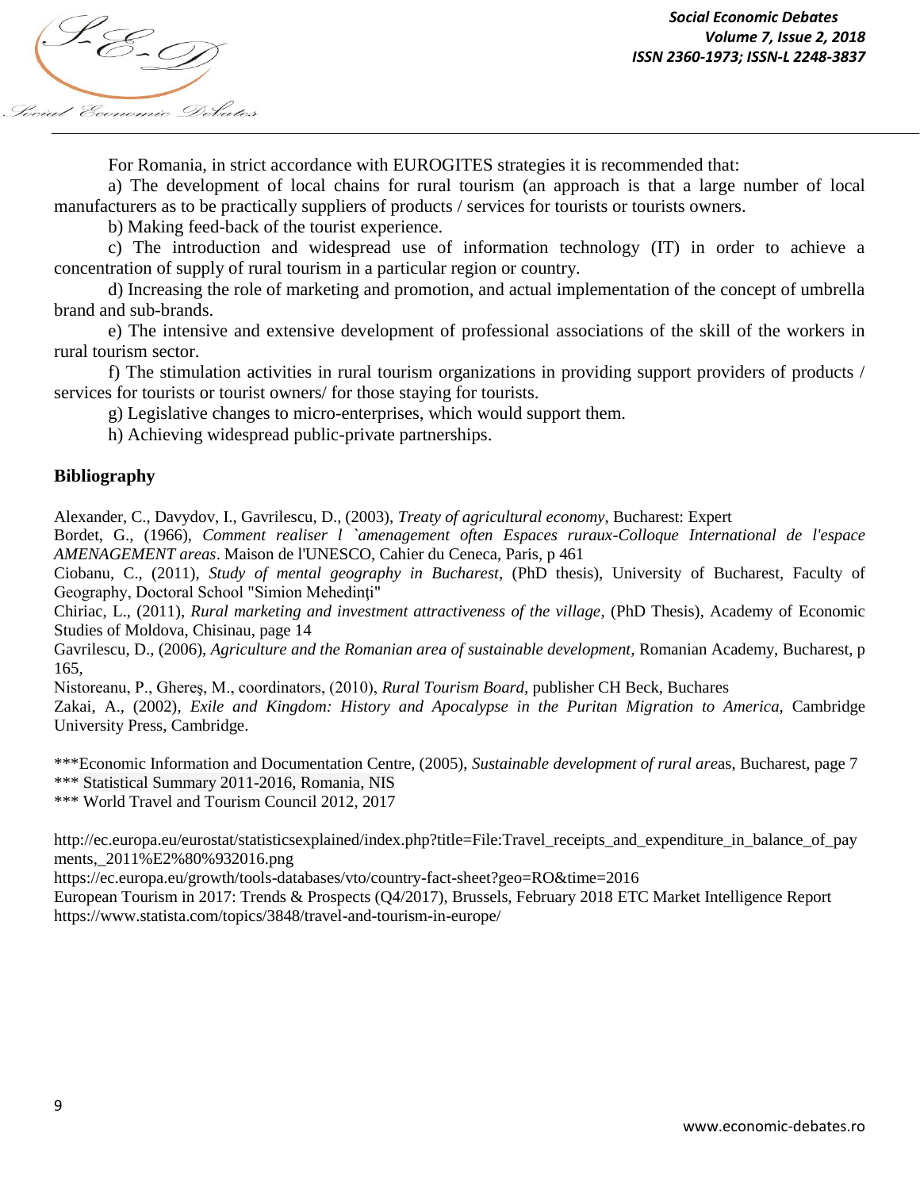For Romania, in strict accordance with EUROGITES strategies it is recommended that:

a) The development of local chains for rural tourism (an approach is that a large number of local manufacturers as to be practically suppliers of products / services for tourists or tourists owners.

b) Making feed-back of the tourist experience.

c) The introduction and widespread use of information technology (IT) in order to achieve a concentration of supply of rural tourism in a particular region or country.

d) Increasing the role of marketing and promotion, and actual implementation of the concept of umbrella brand and sub-brands.

e) The intensive and extensive development of professional associations of the skill of the workers in rural tourism sector.

f) The stimulation activities in rural tourism organizations in providing support providers of products / services for tourists or tourist owners/ for those staying for tourists.

g) Legislative changes to micro-enterprises, which would support them.

h) Achieving widespread public-private partnerships.

## Bibliography

Alexander, C., Davydov, I., Gavrilescu, D., (2003), *Treaty of agricultural economy*, Bucharest: Expert

Bordet, G., (1966), *Comment realiser l `amenagement often Espaces ruraux-Colloque International de l'espace AMENAGEMENT areas*. Maison de l'UNESCO, Cahier du Ceneca, Paris, p 461

Ciobanu, C., (2011), *Study of mental geography in Bucharest*, (PhD thesis), University of Bucharest, Faculty of Geography, Doctoral School "Simion Mehedinţi"

Chiriac, L., (2011), *Rural marketing and investment attractiveness of the village*, (PhD Thesis), Academy of Economic Studies of Moldova, Chisinau, page 14

Gavrilescu, D., (2006), *Agriculture and the Romanian area of sustainable development*, Romanian Academy, Bucharest, p 165,

Nistoreanu, P., Ghereş, M., coordinators, (2010), *Rural Tourism Board*, publisher CH Beck, Buchares

Zakai, A., (2002), *Exile and Kingdom: History and Apocalypse in the Puritan Migration to America*, Cambridge University Press, Cambridge.

***Economic Information and Documentation Centre, (2005), *Sustainable development of rural are*as, Bucharest, page 7

*** Statistical Summary 2011-2016, Romania, NIS

*** World Travel and Tourism Council 2012, 2017

http://ec.europa.eu/eurostat/statisticsexplained/index.php?title=File:Travel_receipts_and_expenditure_in_balance_of_payments,_2011%E2%80%932016.png

https://ec.europa.eu/growth/tools-databases/vto/country-fact-sheet?geo=RO&time=2016

European Tourism in 2017: Trends & Prospects (Q4/2017), Brussels, February 2018 ETC Market Intelligence Report

https://www.statista.com/topics/3848/travel-and-tourism-in-europe/